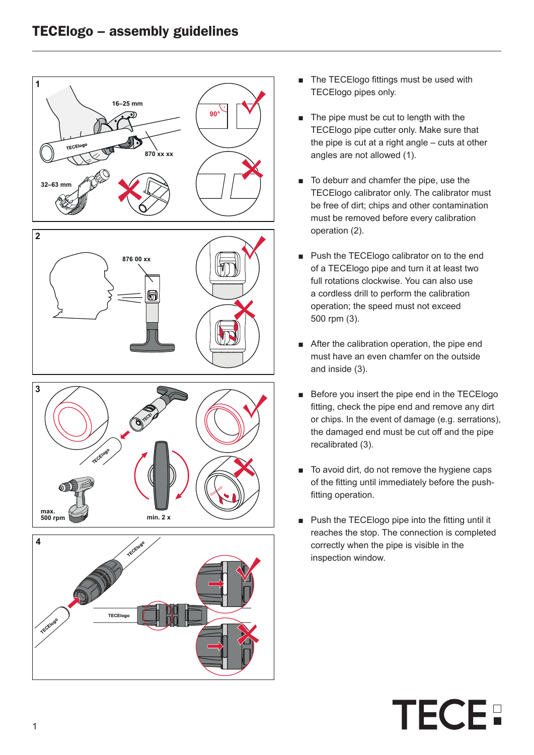# TECElogo – assembly guidelines

- The TECElogo fittings must be used with TECElogo pipes only.
- The pipe must be cut to length with the TECElogo pipe cutter only. Make sure that the pipe is cut at a right angle – cuts at other angles are not allowed (1).
- To deburr and chamfer the pipe, use the TECElogo calibrator only. The calibrator must be free of dirt; chips and other contamination must be removed before every calibration operation (2).
- Push the TECElogo calibrator on to the end of a TECElogo pipe and turn it at least two full rotations clockwise. You can also use a cordless drill to perform the calibration operation; the speed must not exceed 500 rpm (3).
- After the calibration operation, the pipe end must have an even chamfer on the outside and inside (3).
- Before you insert the pipe end in the TECElogo fitting, check the pipe end and remove any dirt or chips. In the event of damage (e.g. serrations), the damaged end must be cut off and the pipe recalibrated (3).
- To avoid dirt, do not remove the hygiene caps of the fitting until immediately before the push-fitting operation.
- Push the TECElogo pipe into the fitting until it reaches the stop. The connection is completed correctly when the pipe is visible in the inspection window.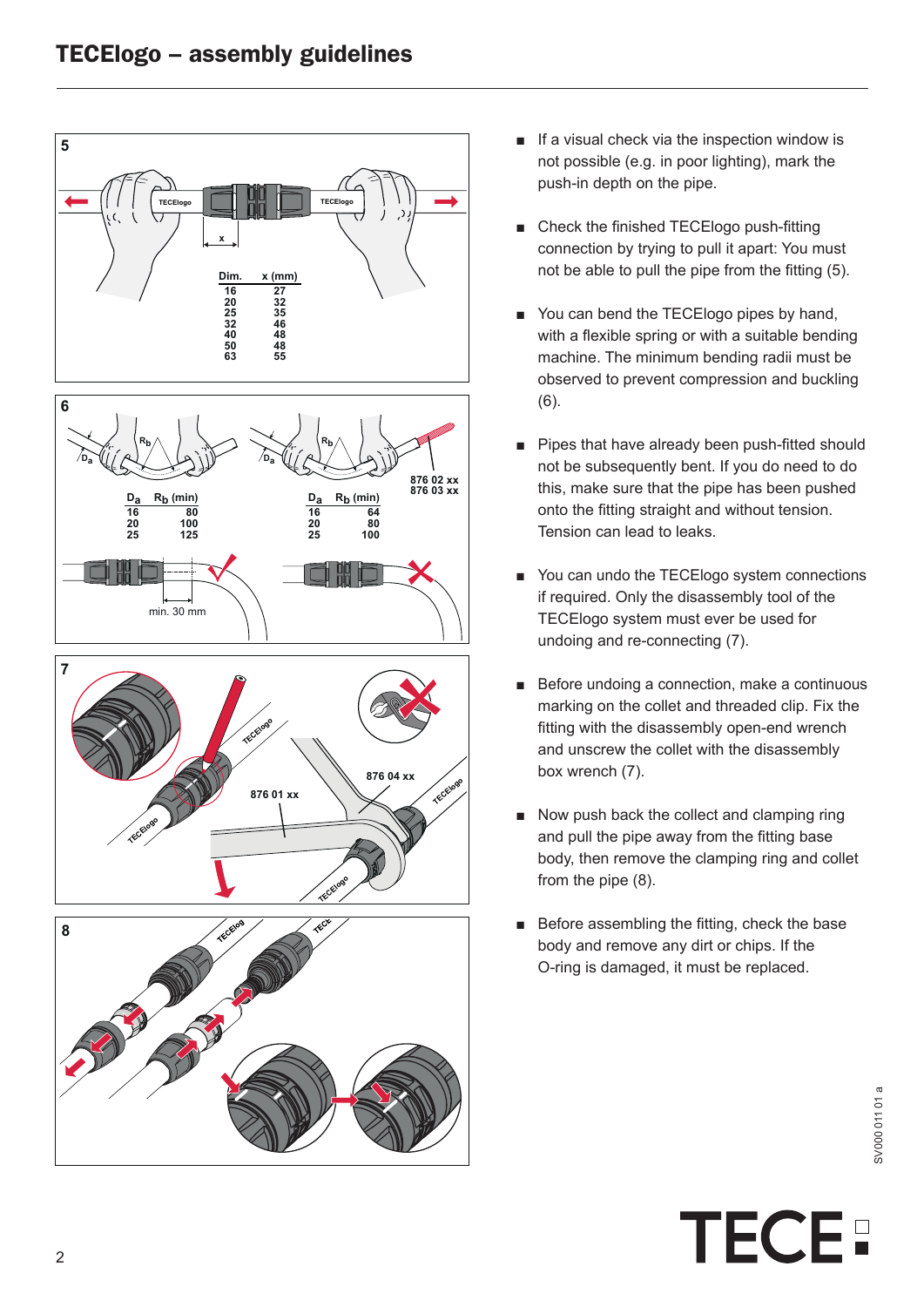## TECElogo – assembly guidelines

5

TECElogo

TECElogo

x

| Dim. | x (mm) |
|---|---|
| 16 | 27 |
| 20 | 32 |
| 25 | 35 |
| 32 | 46 |
| 40 | 48 |
| 50 | 48 |
| 63 | 55 |

6

| $D_a$ | $R_b$ (min) |
|---|---|
| 16 | 80 |
| 20 | 100 |
| 25 | 125 |

| $D_a$ | $R_b$ (min) |
|---|---|
| 16 | 64 |
| 20 | 80 |
| 25 | 100 |

876 02 xx
876 03 xx

min. 30 mm

7

876 01 xx

876 04 xx

8

- If a visual check via the inspection window is not possible (e.g. in poor lighting), mark the push-in depth on the pipe.
- Check the finished TECElogo push-fitting connection by trying to pull it apart: You must not be able to pull the pipe from the fitting (5).
- You can bend the TECElogo pipes by hand, with a flexible spring or with a suitable bending machine. The minimum bending radii must be observed to prevent compression and buckling (6).
- Pipes that have already been push-fitted should not be subsequently bent. If you do need to do this, make sure that the pipe has been pushed onto the fitting straight and without tension. Tension can lead to leaks.
- You can undo the TECElogo system connections if required. Only the disassembly tool of the TECElogo system must ever be used for undoing and re-connecting (7).
- Before undoing a connection, make a continuous marking on the collet and threaded clip. Fix the fitting with the disassembly open-end wrench and unscrew the collet with the disassembly box wrench (7).
- Now push back the collect and clamping ring and pull the pipe away from the fitting base body, then remove the clamping ring and collet from the pipe (8).
- Before assembling the fitting, check the base body and remove any dirt or chips. If the O-ring is damaged, it must be replaced.

SV000 011 01 a

TECE